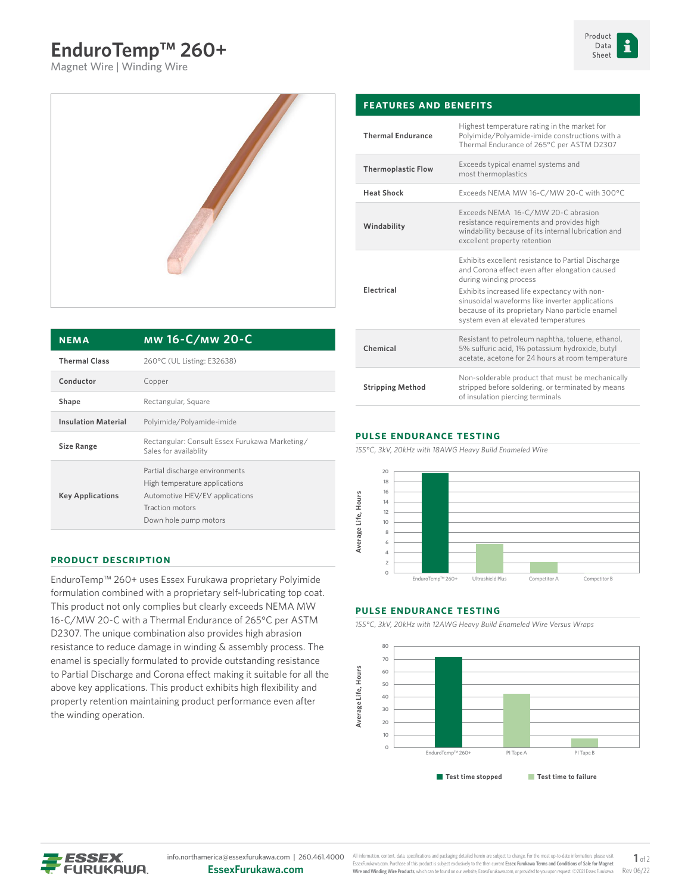# EnduroTemp™ 260+

Magnet Wire | Winding Wire

Product Data Sheet

| NEMA | MW 16-C/MW 20-C |
|---|---|
| Thermal Class | 260°C (UL Listing: E32638) |
| Conductor | Copper |
| Shape | Rectangular, Square |
| Insulation Material | Polyimide/Polyamide-imide |
| Size Range | Rectangular: Consult Essex Furukawa Marketing/ Sales for availablity |
| Key Applications | Partial discharge environments<br>High temperature applications<br>Automotive HEV/EV applications<br>Traction motors<br>Down hole pump motors |

## PRODUCT DESCRIPTION

EnduroTemp™ 260+ uses Essex Furukawa proprietary Polyimide formulation combined with a proprietary self-lubricating top coat. This product not only complies but clearly exceeds NEMA MW 16-C/MW 20-C with a Thermal Endurance of 265°C per ASTM D2307. The unique combination also provides high abrasion resistance to reduce damage in winding & assembly process. The enamel is specially formulated to provide outstanding resistance to Partial Discharge and Corona effect making it suitable for all the above key applications. This product exhibits high flexibility and property retention maintaining product performance even after the winding operation.

## FEATURES AND BENEFITS

| | |
|---|---|
| Thermal Endurance | Highest temperature rating in the market for Polyimide/Polyamide-imide constructions with a Thermal Endurance of 265°C per ASTM D2307 |
| Thermoplastic Flow | Exceeds typical enamel systems and most thermoplastics |
| Heat Shock | Exceeds NEMA MW 16-C/MW 20-C with 300°C |
| Windability | Exceeds NEMA 16-C/MW 20-C abrasion resistance requirements and provides high windability because of its internal lubrication and excellent property retention |
| Electrical | Exhibits excellent resistance to Partial Discharge and Corona effect even after elongation caused during winding process<br>Exhibits increased life expectancy with non-sinusoidal waveforms like inverter applications because of its proprietary Nano particle enamel system even at elevated temperatures |
| Chemical | Resistant to petroleum naphtha, toluene, ethanol, 5% sulfuric acid, 1% potassium hydroxide, butyl acetate, acetone for 24 hours at room temperature |
| Stripping Method | Non-solderable product that must be mechanically stripped before soldering, or terminated by means of insulation piercing terminals |

## PULSE ENDURANCE TESTING

*155°C, 3kV, 20kHz with 18AWG Heavy Build Enameled Wire*

Average Life, Hours

| Product | Average Life, Hours |
|---|---|
| EnduroTemp™ 260+ | ~19.7 |
| Ultrashield Plus | ~5.7 |
| Competitor A | ~2.1 |
| Competitor B | ~0 |

## PULSE ENDURANCE TESTING

*155°C, 3kV, 20kHz with 12AWG Heavy Build Enameled Wire Versus Wraps*

| Product | Average Life, Hours |
|---|---|
| EnduroTemp™ 260+ | ~72 (Test time stopped) |
| PI Tape A | ~42 (Test time to failure) |
| PI Tape B | ~7 (Test time to failure) |

■ Test time stopped ■ Test time to failure

info.northamerica@essexfurukawa.com | 260.461.4000
**EssexFurukawa.com**

All information, content, data, specifications and packaging detailed herein are subject to change. For the most up-to-date information, please visit EssexFurukawa.com. Purchase of this product is subject exclusively to the then current **Essex Furukawa Terms and Conditions of Sale for Magnet Wire and Winding Wire Products**, which can be found on our website, EssexFurukawa.com, or provided to you upon request. ©2021 Essex Furukawa

Rev 06/22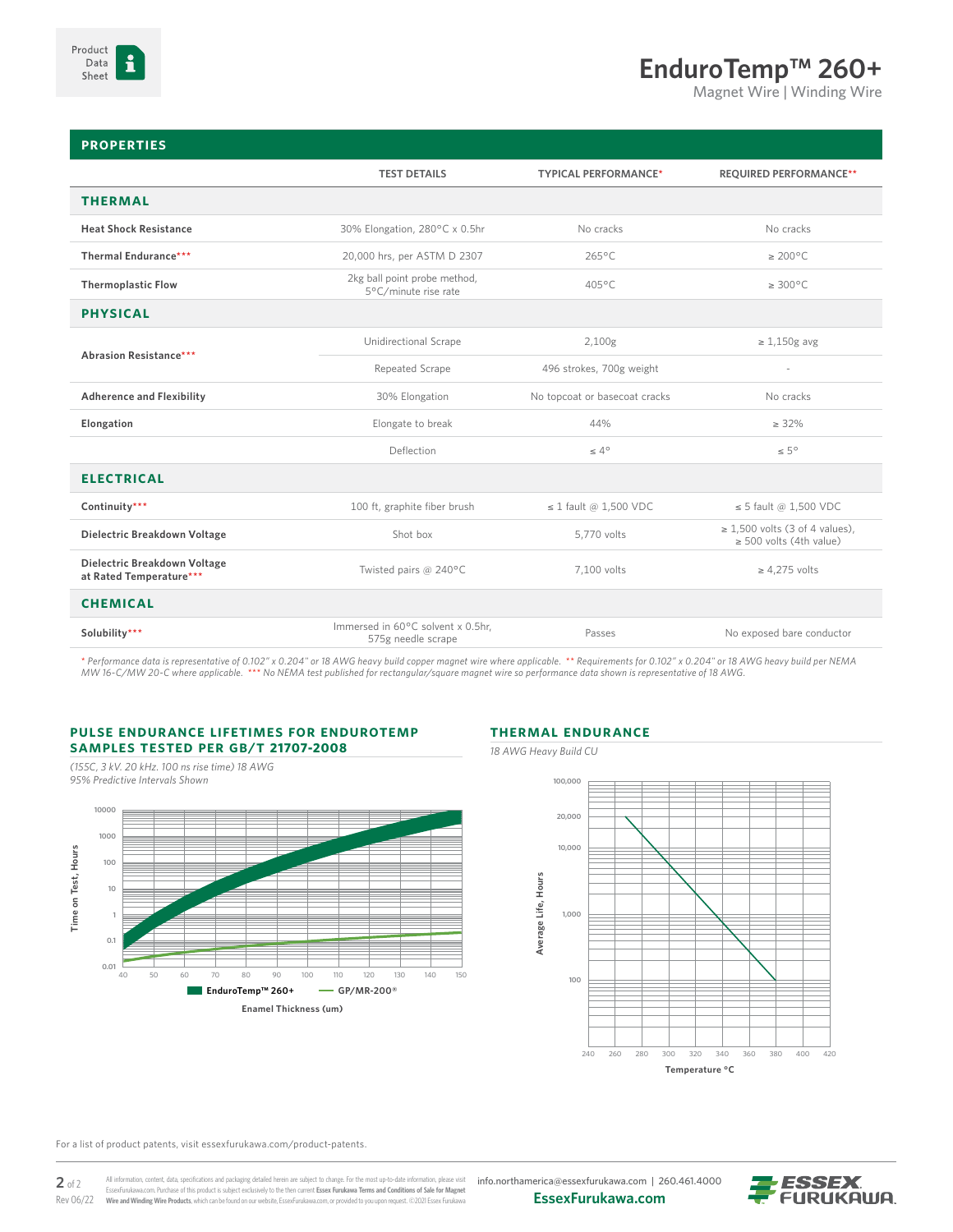# EnduroTemp™ 260+

Magnet Wire | Winding Wire

## PROPERTIES

| | TEST DETAILS | TYPICAL PERFORMANCE* | REQUIRED PERFORMANCE** |
|---|---|---|---|
| **THERMAL** | | | |
| **Heat Shock Resistance** | 30% Elongation, 280°C x 0.5hr | No cracks | No cracks |
| **Thermal Endurance*** ** | 20,000 hrs, per ASTM D 2307 | 265°C | ≥ 200°C |
| **Thermoplastic Flow** | 2kg ball point probe method, 5°C/minute rise rate | 405°C | ≥ 300°C |
| **PHYSICAL** | | | |
| **Abrasion Resistance*** ** | Unidirectional Scrape | 2,100g | ≥ 1,150g avg |
| | Repeated Scrape | 496 strokes, 700g weight | - |
| **Adherence and Flexibility** | 30% Elongation | No topcoat or basecoat cracks | No cracks |
| **Elongation** | Elongate to break | 44% | ≥ 32% |
| | Deflection | ≤ 4° | ≤ 5° |
| **ELECTRICAL** | | | |
| **Continuity*** ** | 100 ft, graphite fiber brush | ≤ 1 fault @ 1,500 VDC | ≤ 5 fault @ 1,500 VDC |
| **Dielectric Breakdown Voltage** | Shot box | 5,770 volts | ≥ 1,500 volts (3 of 4 values), ≥ 500 volts (4th value) |
| **Dielectric Breakdown Voltage at Rated Temperature*** ** | Twisted pairs @ 240°C | 7,100 volts | ≥ 4,275 volts |
| **CHEMICAL** | | | |
| **Solubility*** ** | Immersed in 60°C solvent x 0.5hr, 575g needle scrape | Passes | No exposed bare conductor |

*\* Performance data is representative of 0.102" x 0.204" or 18 AWG heavy build copper magnet wire where applicable. \*\* Requirements for 0.102" x 0.204" or 18 AWG heavy build per NEMA MW 16-C/MW 20-C where applicable. \*\*\* No NEMA test published for rectangular/square magnet wire so performance data shown is representative of 18 AWG.*

## PULSE ENDURANCE LIFETIMES FOR ENDUROTEMP SAMPLES TESTED PER GB/T 21707-2008

*(155C, 3 kV. 20 kHz. 100 ns rise time) 18 AWG*
*95% Predictive Intervals Shown*

Time on Test, Hours
10000
1000
100
10
1
0.1
0.01
40 50 60 70 80 90 100 110 120 130 140 150
EnduroTemp™ 260+
GP/MR-200®
Enamel Thickness (um)

## THERMAL ENDURANCE

*18 AWG Heavy Build CU*

Average Life, Hours
100,000
20,000
10,000
1,000
100
240 260 280 300 320 340 360 380 400 420
Temperature °C

For a list of product patents, visit essexfurukawa.com/product-patents.

All information, content, data, specifications and packaging detailed herein are subject to change. For the most up-to-date information, please visit EssexFurukawa.com. Purchase of this product is subject exclusively to the then current **Essex Furukawa Terms and Conditions of Sale for Magnet Wire and Winding Wire Products**, which can be found on our website, EssexFurukawa.com, or provided to you upon request. ©2021 Essex Furukawa

Rev 06/22

info.northamerica@essexfurukawa.com | 260.461.4000

**EssexFurukawa.com**